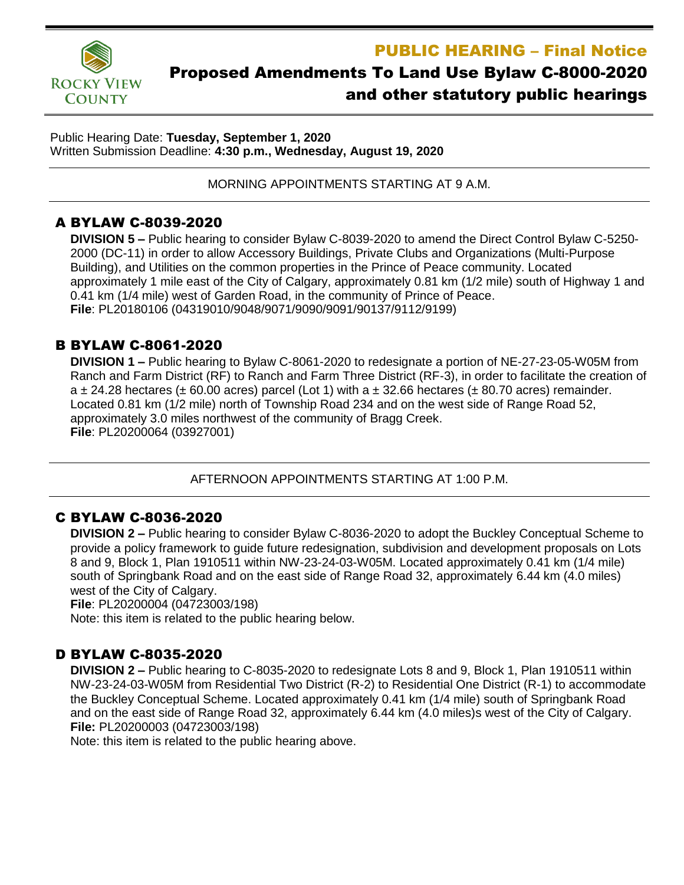ROCKY VIEW COUNTY

# PUBLIC HEARING – Final Notice

## Proposed Amendments To Land Use Bylaw C-8000-2020 and other statutory public hearings

Public Hearing Date: **Tuesday, September 1, 2020**
Written Submission Deadline: **4:30 p.m., Wednesday, August 19, 2020**

MORNING APPOINTMENTS STARTING AT 9 A.M.

### A BYLAW C-8039-2020

**DIVISION 5 –** Public hearing to consider Bylaw C-8039-2020 to amend the Direct Control Bylaw C-5250-2000 (DC-11) in order to allow Accessory Buildings, Private Clubs and Organizations (Multi-Purpose Building), and Utilities on the common properties in the Prince of Peace community. Located approximately 1 mile east of the City of Calgary, approximately 0.81 km (1/2 mile) south of Highway 1 and 0.41 km (1/4 mile) west of Garden Road, in the community of Prince of Peace.
**File**: PL20180106 (04319010/9048/9071/9090/9091/90137/9112/9199)

### B BYLAW C-8061-2020

**DIVISION 1 –** Public hearing to Bylaw C-8061-2020 to redesignate a portion of NE-27-23-05-W05M from Ranch and Farm District (RF) to Ranch and Farm Three District (RF-3), in order to facilitate the creation of a ± 24.28 hectares (± 60.00 acres) parcel (Lot 1) with a ± 32.66 hectares (± 80.70 acres) remainder. Located 0.81 km (1/2 mile) north of Township Road 234 and on the west side of Range Road 52, approximately 3.0 miles northwest of the community of Bragg Creek.
**File**: PL20200064 (03927001)

AFTERNOON APPOINTMENTS STARTING AT 1:00 P.M.

### C BYLAW C-8036-2020

**DIVISION 2 –** Public hearing to consider Bylaw C-8036-2020 to adopt the Buckley Conceptual Scheme to provide a policy framework to guide future redesignation, subdivision and development proposals on Lots 8 and 9, Block 1, Plan 1910511 within NW-23-24-03-W05M. Located approximately 0.41 km (1/4 mile) south of Springbank Road and on the east side of Range Road 32, approximately 6.44 km (4.0 miles) west of the City of Calgary.
**File**: PL20200004 (04723003/198)
Note: this item is related to the public hearing below.

### D BYLAW C-8035-2020

**DIVISION 2 –** Public hearing to C-8035-2020 to redesignate Lots 8 and 9, Block 1, Plan 1910511 within NW-23-24-03-W05M from Residential Two District (R-2) to Residential One District (R-1) to accommodate the Buckley Conceptual Scheme. Located approximately 0.41 km (1/4 mile) south of Springbank Road and on the east side of Range Road 32, approximately 6.44 km (4.0 miles)s west of the City of Calgary.
**File:** PL20200003 (04723003/198)
Note: this item is related to the public hearing above.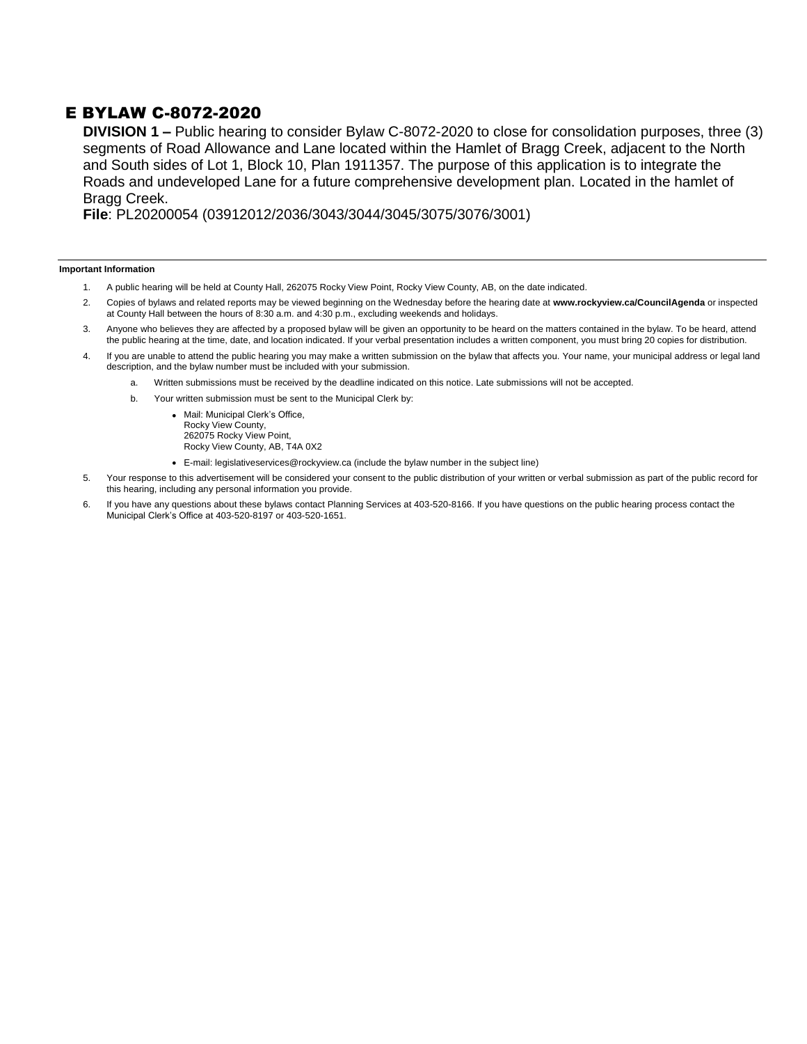## E BYLAW C-8072-2020

**DIVISION 1 –** Public hearing to consider Bylaw C-8072-2020 to close for consolidation purposes, three (3) segments of Road Allowance and Lane located within the Hamlet of Bragg Creek, adjacent to the North and South sides of Lot 1, Block 10, Plan 1911357. The purpose of this application is to integrate the Roads and undeveloped Lane for a future comprehensive development plan. Located in the hamlet of Bragg Creek.

**File**: PL20200054 (03912012/2036/3043/3044/3045/3075/3076/3001)

---

**Important Information**

1. A public hearing will be held at County Hall, 262075 Rocky View Point, Rocky View County, AB, on the date indicated.
2. Copies of bylaws and related reports may be viewed beginning on the Wednesday before the hearing date at **www.rockyview.ca/CouncilAgenda** or inspected at County Hall between the hours of 8:30 a.m. and 4:30 p.m., excluding weekends and holidays.
3. Anyone who believes they are affected by a proposed bylaw will be given an opportunity to be heard on the matters contained in the bylaw. To be heard, attend the public hearing at the time, date, and location indicated. If your verbal presentation includes a written component, you must bring 20 copies for distribution.
4. If you are unable to attend the public hearing you may make a written submission on the bylaw that affects you. Your name, your municipal address or legal land description, and the bylaw number must be included with your submission.
   a. Written submissions must be received by the deadline indicated on this notice. Late submissions will not be accepted.
   b. Your written submission must be sent to the Municipal Clerk by:
      - Mail: Municipal Clerk's Office,
        Rocky View County,
        262075 Rocky View Point,
        Rocky View County, AB, T4A 0X2
      - E-mail: legislativeservices@rockyview.ca (include the bylaw number in the subject line)
5. Your response to this advertisement will be considered your consent to the public distribution of your written or verbal submission as part of the public record for this hearing, including any personal information you provide.
6. If you have any questions about these bylaws contact Planning Services at 403-520-8166. If you have questions on the public hearing process contact the Municipal Clerk's Office at 403-520-8197 or 403-520-1651.